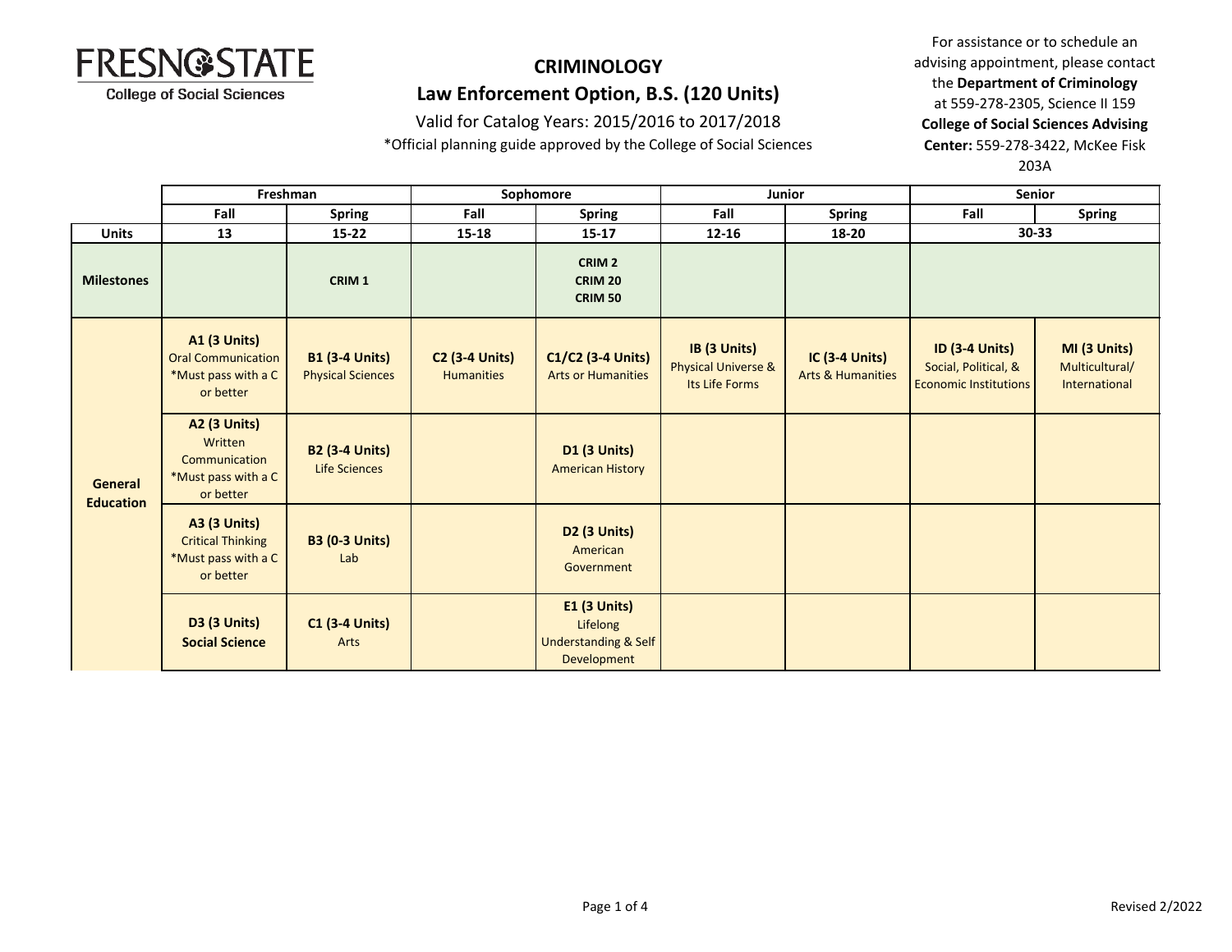FRESNO STATE
College of Social Sciences

# CRIMINOLOGY

## Law Enforcement Option, B.S. (120 Units)

Valid for Catalog Years: 2015/2016 to 2017/2018

*Official planning guide approved by the College of Social Sciences

For assistance or to schedule an advising appointment, please contact the **Department of Criminology** at 559-278-2305, Science II 159
**College of Social Sciences Advising Center:** 559-278-3422, McKee Fisk 203A

| | Freshman | | Sophomore | | Junior | | Senior | |
|---|---|---|---|---|---|---|---|---|
| | Fall | Spring | Fall | Spring | Fall | Spring | Fall | Spring |
| **Units** | 13 | 15-22 | 15-18 | 15-17 | 12-16 | 18-20 | 30-33 | |
| **Milestones** | | **CRIM 1** | | **CRIM 2**<br>**CRIM 20**<br>**CRIM 50** | | | | |
| **General Education** | **A1 (3 Units)**<br>Oral Communication<br>*Must pass with a C or better | **B1 (3-4 Units)**<br>Physical Sciences | **C2 (3-4 Units)**<br>Humanities | **C1/C2 (3-4 Units)**<br>Arts or Humanities | **IB (3 Units)**<br>Physical Universe & Its Life Forms | **IC (3-4 Units)**<br>Arts & Humanities | **ID (3-4 Units)**<br>Social, Political, & Economic Institutions | **MI (3 Units)**<br>Multicultural/ International |
| | **A2 (3 Units)**<br>Written Communication<br>*Must pass with a C or better | **B2 (3-4 Units)**<br>Life Sciences | | **D1 (3 Units)**<br>American History | | | | |
| | **A3 (3 Units)**<br>Critical Thinking<br>*Must pass with a C or better | **B3 (0-3 Units)**<br>Lab | | **D2 (3 Units)**<br>American Government | | | | |
| | **D3 (3 Units)**<br>**Social Science** | **C1 (3-4 Units)**<br>Arts | | **E1 (3 Units)**<br>Lifelong Understanding & Self Development | | | | |

Revised 2/2022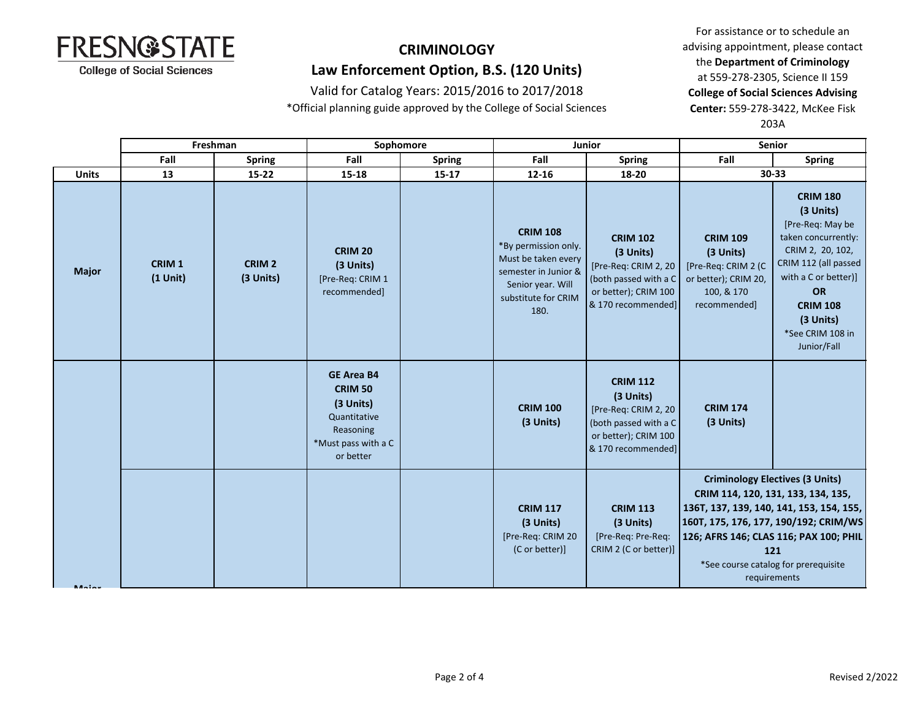# CRIMINOLOGY

## Law Enforcement Option, B.S. (120 Units)

Valid for Catalog Years: 2015/2016 to 2017/2018

*Official planning guide approved by the College of Social Sciences

For assistance or to schedule an advising appointment, please contact the **Department of Criminology** at 559-278-2305, Science II 159
**College of Social Sciences Advising Center:** 559-278-3422, McKee Fisk 203A

| | Freshman | | Sophomore | | Junior | | Senior | |
|---|---|---|---|---|---|---|---|---|
| | Fall | Spring | Fall | Spring | Fall | Spring | Fall | Spring |
| **Units** | 13 | 15-22 | 15-18 | 15-17 | 12-16 | 18-20 | 30-33 | |
| **Major** | **CRIM 1 (1 Unit)** | **CRIM 2 (3 Units)** | **CRIM 20 (3 Units)** [Pre-Req: CRIM 1 recommended] | | **CRIM 108** *By permission only. Must be taken every semester in Junior & Senior year. Will substitute for CRIM 180. | **CRIM 102 (3 Units)** [Pre-Req: CRIM 2, 20 (both passed with a C or better); CRIM 100 & 170 recommended] | **CRIM 109 (3 Units)** [Pre-Req: CRIM 2 (C or better); CRIM 20, 100, & 170 recommended] | **CRIM 180 (3 Units)** [Pre-Req: May be taken concurrently: CRIM 2, 20, 102, CRIM 112 (all passed with a C or better)] **OR** **CRIM 108 (3 Units)** *See CRIM 108 in Junior/Fall |
| | | | **GE Area B4 CRIM 50 (3 Units)** Quantitative Reasoning *Must pass with a C or better | | **CRIM 100 (3 Units)** | **CRIM 112 (3 Units)** [Pre-Req: CRIM 2, 20 (both passed with a C or better); CRIM 100 & 170 recommended] | **CRIM 174 (3 Units)** | |
| **Major** | | | | | **CRIM 117 (3 Units)** [Pre-Req: CRIM 20 (C or better)] | **CRIM 113 (3 Units)** [Pre-Req: Pre-Req: CRIM 2 (C or better)] | **Criminology Electives (3 Units) CRIM 114, 120, 131, 133, 134, 135, 136T, 137, 139, 140, 141, 153, 154, 155, 160T, 175, 176, 177, 190/192; CRIM/WS 126; AFRS 146; CLAS 116; PAX 100; PHIL 121** *See course catalog for prerequisite requirements | |

Revised 2/2022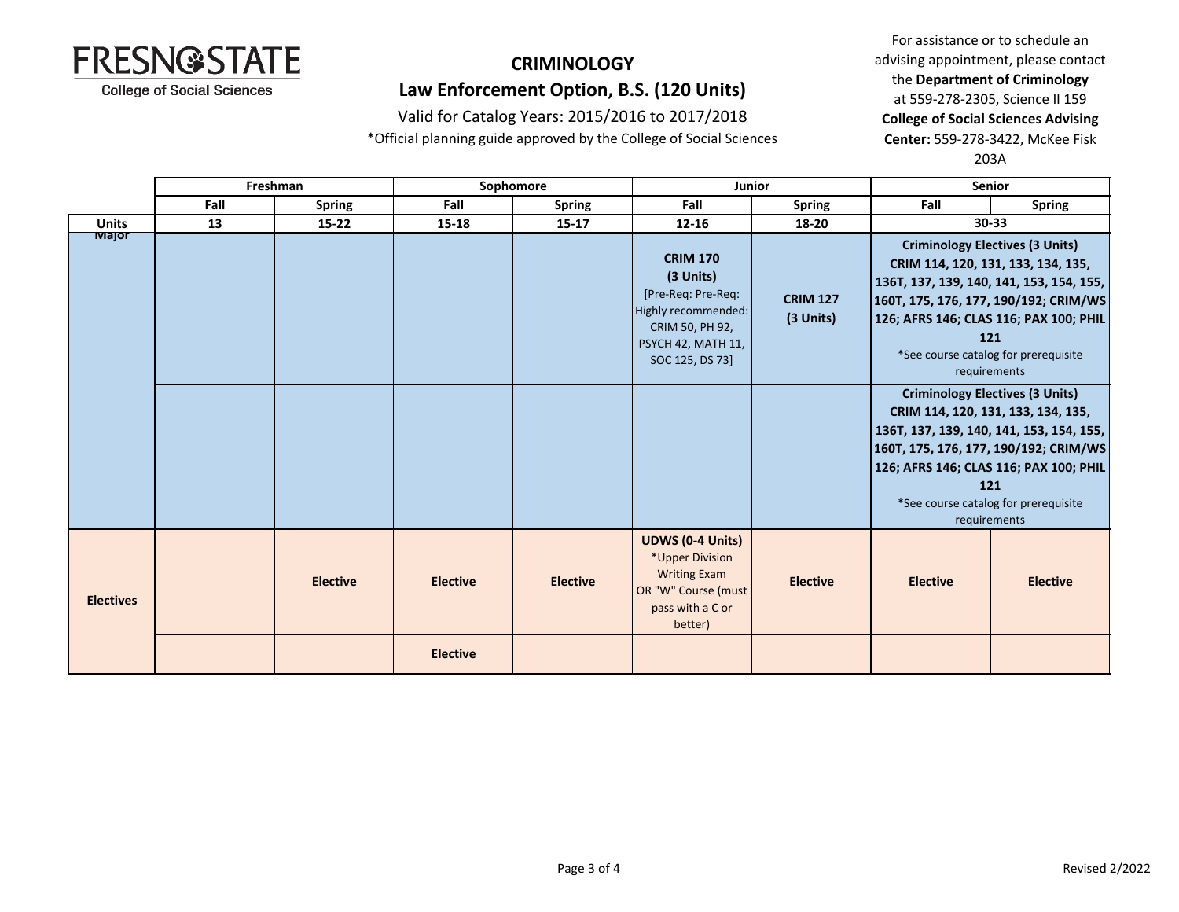# CRIMINOLOGY

## Law Enforcement Option, B.S. (120 Units)

Valid for Catalog Years: 2015/2016 to 2017/2018

*Official planning guide approved by the College of Social Sciences

For assistance or to schedule an advising appointment, please contact the **Department of Criminology** at 559-278-2305, Science II 159
**College of Social Sciences Advising Center:** 559-278-3422, McKee Fisk 203A

| | Freshman | | Sophomore | | Junior | | Senior | |
|---|---|---|---|---|---|---|---|---|
| | Fall | Spring | Fall | Spring | Fall | Spring | Fall | Spring |
| **Units** | 13 | 15-22 | 15-18 | 15-17 | 12-16 | 18-20 | 30-33 | |
| **Major** | | | | | **CRIM 170 (3 Units)** [Pre-Req: Pre-Req: Highly recommended: CRIM 50, PH 92, PSYCH 42, MATH 11, SOC 125, DS 73] | **CRIM 127 (3 Units)** | **Criminology Electives (3 Units)** CRIM 114, 120, 131, 133, 134, 135, 136T, 137, 139, 140, 141, 153, 154, 155, 160T, 175, 176, 177, 190/192; CRIM/WS 126; AFRS 146; CLAS 116; PAX 100; PHIL 121 *See course catalog for prerequisite requirements | |
| | | | | | | | **Criminology Electives (3 Units)** CRIM 114, 120, 131, 133, 134, 135, 136T, 137, 139, 140, 141, 153, 154, 155, 160T, 175, 176, 177, 190/192; CRIM/WS 126; AFRS 146; CLAS 116; PAX 100; PHIL 121 *See course catalog for prerequisite requirements | |
| **Electives** | | **Elective** | **Elective** | **Elective** | **UDWS (0-4 Units)** *Upper Division Writing Exam OR "W" Course (must pass with a C or better) | **Elective** | **Elective** | **Elective** |
| | | | **Elective** | | | | | |

Revised 2/2022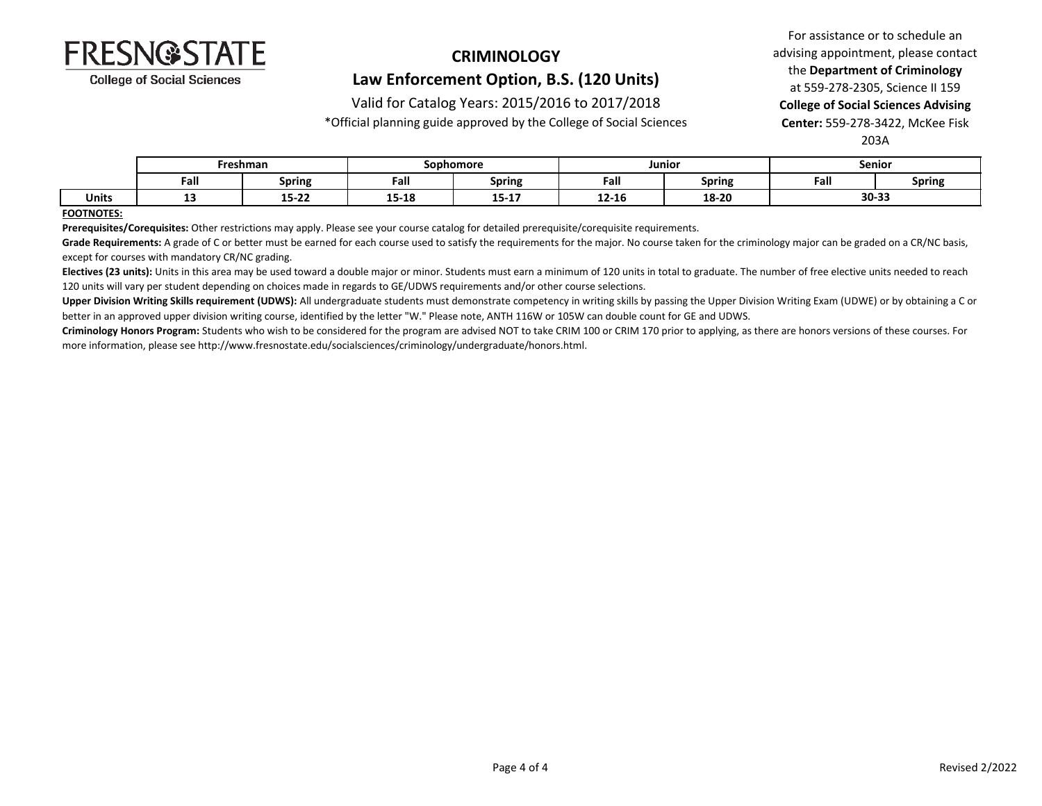FRESNO STATE
College of Social Sciences

# CRIMINOLOGY

## Law Enforcement Option, B.S. (120 Units)

Valid for Catalog Years: 2015/2016 to 2017/2018

*Official planning guide approved by the College of Social Sciences

For assistance or to schedule an advising appointment, please contact the **Department of Criminology** at 559-278-2305, Science II 159
**College of Social Sciences Advising Center:** 559-278-3422, McKee Fisk 203A

| | Freshman | | Sophomore | | Junior | | Senior | |
|---|---|---|---|---|---|---|---|---|
| | Fall | Spring | Fall | Spring | Fall | Spring | Fall | Spring |
| **Units** | 13 | 15-22 | 15-18 | 15-17 | 12-16 | 18-20 | 30-33 | |

**FOOTNOTES:**

**Prerequisites/Corequisites:** Other restrictions may apply. Please see your course catalog for detailed prerequisite/corequisite requirements.

**Grade Requirements:** A grade of C or better must be earned for each course used to satisfy the requirements for the major. No course taken for the criminology major can be graded on a CR/NC basis, except for courses with mandatory CR/NC grading.

**Electives (23 units):** Units in this area may be used toward a double major or minor. Students must earn a minimum of 120 units in total to graduate. The number of free elective units needed to reach 120 units will vary per student depending on choices made in regards to GE/UDWS requirements and/or other course selections.

**Upper Division Writing Skills requirement (UDWS):** All undergraduate students must demonstrate competency in writing skills by passing the Upper Division Writing Exam (UDWE) or by obtaining a C or better in an approved upper division writing course, identified by the letter "W." Please note, ANTH 116W or 105W can double count for GE and UDWS.

**Criminology Honors Program:** Students who wish to be considered for the program are advised NOT to take CRIM 100 or CRIM 170 prior to applying, as there are honors versions of these courses. For more information, please see http://www.fresnostate.edu/socialsciences/criminology/undergraduate/honors.html.

Revised 2/2022